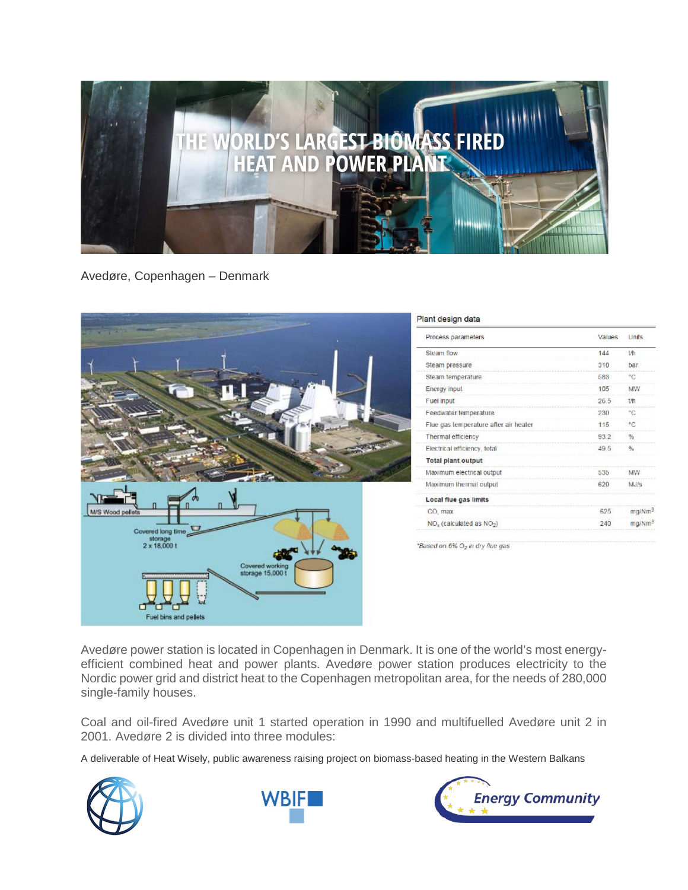# THE WORLD'S LARGEST BIOMASS FIRED HEAT AND POWER PLANT

Avedøre, Copenhagen – Denmark

Plant design data

| Process parameters | Values | Units |
|---|---|---|
| Steam flow | 144 | t/h |
| Steam pressure | 310 | bar |
| Steam temperature | 583 | °C |
| Energy input | 105 | MW |
| Fuel input | 26.5 | t/h |
| Feedwater temperature | 230 | °C |
| Flue gas temperature after air heater | 115 | °C |
| Thermal efficiency | 93.2 | % |
| Electrical efficiency, total | 49.5 | % |
| **Total plant output** | | |
| Maximum electrical output | 535 | MW |
| Maximum thermal output | 620 | MJ/s |
| **Local flue gas limits** | | |
| CO, max | 625 | mg/Nm$^3$ |
| $NO_x$ (calculated as $NO_2$) | 240 | mg/Nm$^3$ |

*Based on 6% $O_2$ in dry flue gas*

Avedøre power station is located in Copenhagen in Denmark. It is one of the world's most energy-efficient combined heat and power plants. Avedøre power station produces electricity to the Nordic power grid and district heat to the Copenhagen metropolitan area, for the needs of 280,000 single-family houses.

Coal and oil-fired Avedøre unit 1 started operation in 1990 and multifuelled Avedøre unit 2 in 2001. Avedøre 2 is divided into three modules:

A deliverable of Heat Wisely, public awareness raising project on biomass-based heating in the Western Balkans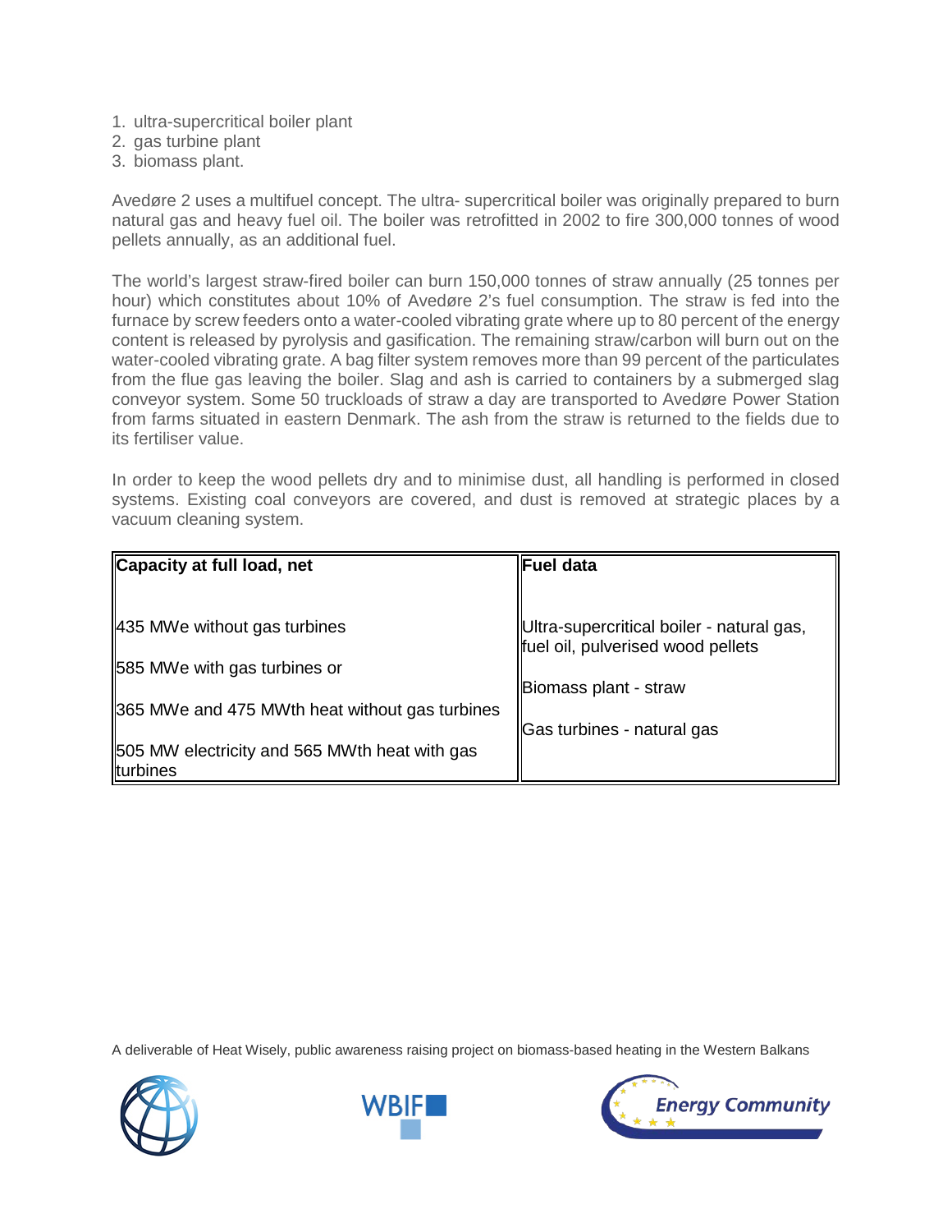1. ultra-supercritical boiler plant
2. gas turbine plant
3. biomass plant.

Avedøre 2 uses a multifuel concept. The ultra- supercritical boiler was originally prepared to burn natural gas and heavy fuel oil. The boiler was retrofitted in 2002 to fire 300,000 tonnes of wood pellets annually, as an additional fuel.

The world's largest straw-fired boiler can burn 150,000 tonnes of straw annually (25 tonnes per hour) which constitutes about 10% of Avedøre 2's fuel consumption. The straw is fed into the furnace by screw feeders onto a water-cooled vibrating grate where up to 80 percent of the energy content is released by pyrolysis and gasification. The remaining straw/carbon will burn out on the water-cooled vibrating grate. A bag filter system removes more than 99 percent of the particulates from the flue gas leaving the boiler. Slag and ash is carried to containers by a submerged slag conveyor system. Some 50 truckloads of straw a day are transported to Avedøre Power Station from farms situated in eastern Denmark. The ash from the straw is returned to the fields due to its fertiliser value.

In order to keep the wood pellets dry and to minimise dust, all handling is performed in closed systems. Existing coal conveyors are covered, and dust is removed at strategic places by a vacuum cleaning system.

| **Capacity at full load, net** | **Fuel data** |
|---|---|
| 435 MWe without gas turbines<br><br>585 MWe with gas turbines or<br><br>365 MWe and 475 MWth heat without gas turbines<br><br>505 MW electricity and 565 MWth heat with gas turbines | Ultra-supercritical boiler - natural gas, fuel oil, pulverised wood pellets<br><br>Biomass plant - straw<br><br>Gas turbines - natural gas |

A deliverable of Heat Wisely, public awareness raising project on biomass-based heating in the Western Balkans